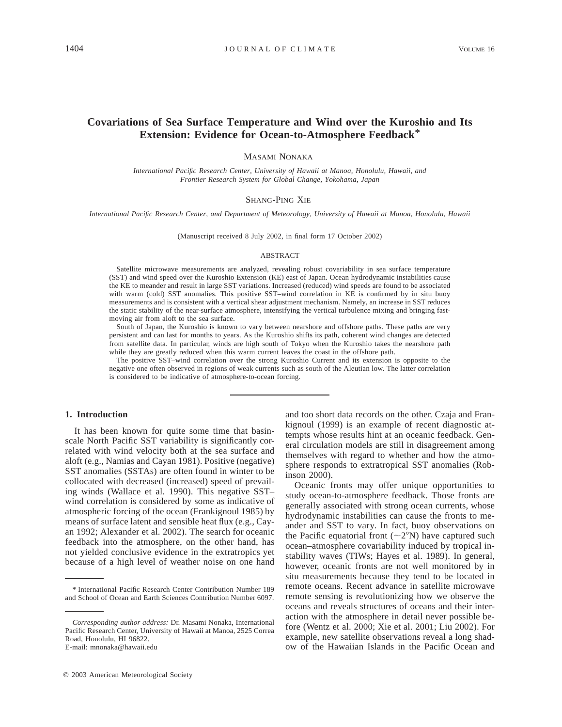# Covariations of Sea Surface Temperature and Wind over the Kuroshio and Its Extension: Evidence for Ocean-to-Atmosphere Feedback*

MASAMI NONAKA

*International Pacific Research Center, University of Hawaii at Manoa, Honolulu, Hawaii, and Frontier Research System for Global Change, Yokohama, Japan*

SHANG-PING XIE

*International Pacific Research Center, and Department of Meteorology, University of Hawaii at Manoa, Honolulu, Hawaii*

(Manuscript received 8 July 2002, in final form 17 October 2002)

## ABSTRACT

Satellite microwave measurements are analyzed, revealing robust covariability in sea surface temperature (SST) and wind speed over the Kuroshio Extension (KE) east of Japan. Ocean hydrodynamic instabilities cause the KE to meander and result in large SST variations. Increased (reduced) wind speeds are found to be associated with warm (cold) SST anomalies. This positive SST–wind correlation in KE is confirmed by in situ buoy measurements and is consistent with a vertical shear adjustment mechanism. Namely, an increase in SST reduces the static stability of the near-surface atmosphere, intensifying the vertical turbulence mixing and bringing fast-moving air from aloft to the sea surface.

South of Japan, the Kuroshio is known to vary between nearshore and offshore paths. These paths are very persistent and can last for months to years. As the Kuroshio shifts its path, coherent wind changes are detected from satellite data. In particular, winds are high south of Tokyo when the Kuroshio takes the nearshore path while they are greatly reduced when this warm current leaves the coast in the offshore path.

The positive SST–wind correlation over the strong Kuroshio Current and its extension is opposite to the negative one often observed in regions of weak currents such as south of the Aleutian low. The latter correlation is considered to be indicative of atmosphere-to-ocean forcing.

## 1. Introduction

It has been known for quite some time that basin-scale North Pacific SST variability is significantly correlated with wind velocity both at the sea surface and aloft (e.g., Namias and Cayan 1981). Positive (negative) SST anomalies (SSTAs) are often found in winter to be collocated with decreased (increased) speed of prevailing winds (Wallace et al. 1990). This negative SST–wind correlation is considered by some as indicative of atmospheric forcing of the ocean (Frankignoul 1985) by means of surface latent and sensible heat flux (e.g., Cayan 1992; Alexander et al. 2002). The search for oceanic feedback into the atmosphere, on the other hand, has not yielded conclusive evidence in the extratropics yet because of a high level of weather noise on one hand and too short data records on the other. Czaja and Frankignoul (1999) is an example of recent diagnostic attempts whose results hint at an oceanic feedback. General circulation models are still in disagreement among themselves with regard to whether and how the atmosphere responds to extratropical SST anomalies (Robinson 2000).

Oceanic fronts may offer unique opportunities to study ocean-to-atmosphere feedback. Those fronts are generally associated with strong ocean currents, whose hydrodynamic instabilities can cause the fronts to meander and SST to vary. In fact, buoy observations on the Pacific equatorial front (~2°N) have captured such ocean–atmosphere covariability induced by tropical instability waves (TIWs; Hayes et al. 1989). In general, however, oceanic fronts are not well monitored by in situ measurements because they tend to be located in remote oceans. Recent advance in satellite microwave remote sensing is revolutionizing how we observe the oceans and reveals structures of oceans and their interaction with the atmosphere in detail never possible before (Wentz et al. 2000; Xie et al. 2001; Liu 2002). For example, new satellite observations reveal a long shadow of the Hawaiian Islands in the Pacific Ocean and

---

* International Pacific Research Center Contribution Number 189 and School of Ocean and Earth Sciences Contribution Number 6097.

*Corresponding author address:* Dr. Masami Nonaka, International Pacific Research Center, University of Hawaii at Manoa, 2525 Correa Road, Honolulu, HI 96822.
E-mail: mnonaka@hawaii.edu

© 2003 American Meteorological Society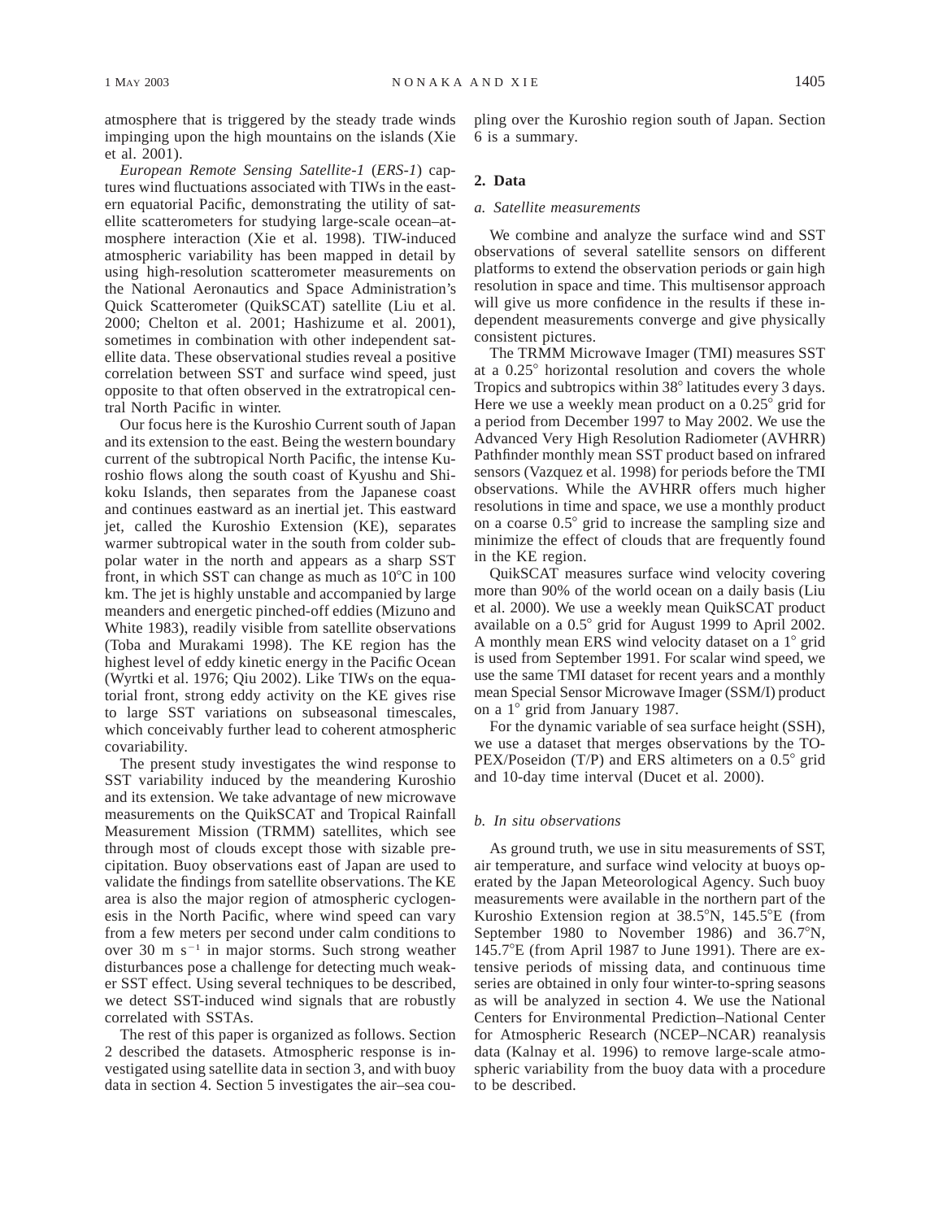atmosphere that is triggered by the steady trade winds impinging upon the high mountains on the islands (Xie et al. 2001).

*European Remote Sensing Satellite-1* (*ERS-1*) captures wind fluctuations associated with TIWs in the eastern equatorial Pacific, demonstrating the utility of satellite scatterometers for studying large-scale ocean–atmosphere interaction (Xie et al. 1998). TIW-induced atmospheric variability has been mapped in detail by using high-resolution scatterometer measurements on the National Aeronautics and Space Administration's Quick Scatterometer (QuikSCAT) satellite (Liu et al. 2000; Chelton et al. 2001; Hashizume et al. 2001), sometimes in combination with other independent satellite data. These observational studies reveal a positive correlation between SST and surface wind speed, just opposite to that often observed in the extratropical central North Pacific in winter.

Our focus here is the Kuroshio Current south of Japan and its extension to the east. Being the western boundary current of the subtropical North Pacific, the intense Kuroshio flows along the south coast of Kyushu and Shikoku Islands, then separates from the Japanese coast and continues eastward as an inertial jet. This eastward jet, called the Kuroshio Extension (KE), separates warmer subtropical water in the south from colder subpolar water in the north and appears as a sharp SST front, in which SST can change as much as 10°C in 100 km. The jet is highly unstable and accompanied by large meanders and energetic pinched-off eddies (Mizuno and White 1983), readily visible from satellite observations (Toba and Murakami 1998). The KE region has the highest level of eddy kinetic energy in the Pacific Ocean (Wyrtki et al. 1976; Qiu 2002). Like TIWs on the equatorial front, strong eddy activity on the KE gives rise to large SST variations on subseasonal timescales, which conceivably further lead to coherent atmospheric covariability.

The present study investigates the wind response to SST variability induced by the meandering Kuroshio and its extension. We take advantage of new microwave measurements on the QuikSCAT and Tropical Rainfall Measurement Mission (TRMM) satellites, which see through most of clouds except those with sizable precipitation. Buoy observations east of Japan are used to validate the findings from satellite observations. The KE area is also the major region of atmospheric cyclogenesis in the North Pacific, where wind speed can vary from a few meters per second under calm conditions to over 30 m s$^{-1}$ in major storms. Such strong weather disturbances pose a challenge for detecting much weaker SST effect. Using several techniques to be described, we detect SST-induced wind signals that are robustly correlated with SSTAs.

The rest of this paper is organized as follows. Section 2 described the datasets. Atmospheric response is investigated using satellite data in section 3, and with buoy data in section 4. Section 5 investigates the air–sea coupling over the Kuroshio region south of Japan. Section 6 is a summary.

## 2. Data

### *a. Satellite measurements*

We combine and analyze the surface wind and SST observations of several satellite sensors on different platforms to extend the observation periods or gain high resolution in space and time. This multisensor approach will give us more confidence in the results if these independent measurements converge and give physically consistent pictures.

The TRMM Microwave Imager (TMI) measures SST at a 0.25° horizontal resolution and covers the whole Tropics and subtropics within 38° latitudes every 3 days. Here we use a weekly mean product on a 0.25° grid for a period from December 1997 to May 2002. We use the Advanced Very High Resolution Radiometer (AVHRR) Pathfinder monthly mean SST product based on infrared sensors (Vazquez et al. 1998) for periods before the TMI observations. While the AVHRR offers much higher resolutions in time and space, we use a monthly product on a coarse 0.5° grid to increase the sampling size and minimize the effect of clouds that are frequently found in the KE region.

QuikSCAT measures surface wind velocity covering more than 90% of the world ocean on a daily basis (Liu et al. 2000). We use a weekly mean QuikSCAT product available on a 0.5° grid for August 1999 to April 2002. A monthly mean ERS wind velocity dataset on a 1° grid is used from September 1991. For scalar wind speed, we use the same TMI dataset for recent years and a monthly mean Special Sensor Microwave Imager (SSM/I) product on a 1° grid from January 1987.

For the dynamic variable of sea surface height (SSH), we use a dataset that merges observations by the TOPEX/Poseidon (T/P) and ERS altimeters on a 0.5° grid and 10-day time interval (Ducet et al. 2000).

### *b. In situ observations*

As ground truth, we use in situ measurements of SST, air temperature, and surface wind velocity at buoys operated by the Japan Meteorological Agency. Such buoy measurements were available in the northern part of the Kuroshio Extension region at 38.5°N, 145.5°E (from September 1980 to November 1986) and 36.7°N, 145.7°E (from April 1987 to June 1991). There are extensive periods of missing data, and continuous time series are obtained in only four winter-to-spring seasons as will be analyzed in section 4. We use the National Centers for Environmental Prediction–National Center for Atmospheric Research (NCEP–NCAR) reanalysis data (Kalnay et al. 1996) to remove large-scale atmospheric variability from the buoy data with a procedure to be described.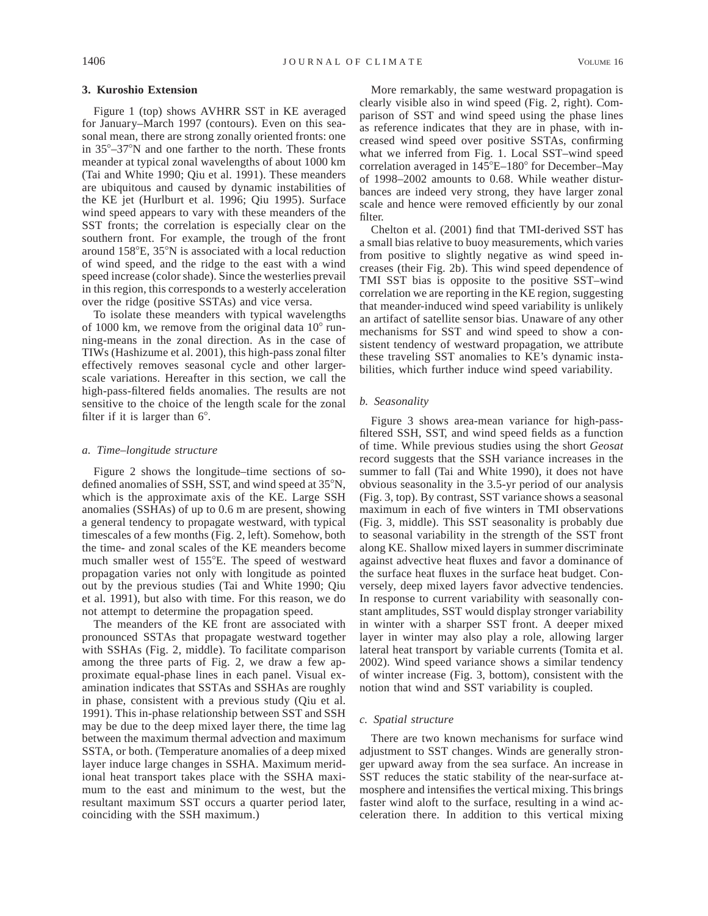## 3. Kuroshio Extension

Figure 1 (top) shows AVHRR SST in KE averaged for January–March 1997 (contours). Even on this seasonal mean, there are strong zonally oriented fronts: one in 35°–37°N and one farther to the north. These fronts meander at typical zonal wavelengths of about 1000 km (Tai and White 1990; Qiu et al. 1991). These meanders are ubiquitous and caused by dynamic instabilities of the KE jet (Hurlburt et al. 1996; Qiu 1995). Surface wind speed appears to vary with these meanders of the SST fronts; the correlation is especially clear on the southern front. For example, the trough of the front around 158°E, 35°N is associated with a local reduction of wind speed, and the ridge to the east with a wind speed increase (color shade). Since the westerlies prevail in this region, this corresponds to a westerly acceleration over the ridge (positive SSTAs) and vice versa.

To isolate these meanders with typical wavelengths of 1000 km, we remove from the original data 10° running-means in the zonal direction. As in the case of TIWs (Hashizume et al. 2001), this high-pass zonal filter effectively removes seasonal cycle and other larger-scale variations. Hereafter in this section, we call the high-pass-filtered fields anomalies. The results are not sensitive to the choice of the length scale for the zonal filter if it is larger than 6°.

### a. Time–longitude structure

Figure 2 shows the longitude–time sections of so-defined anomalies of SSH, SST, and wind speed at 35°N, which is the approximate axis of the KE. Large SSH anomalies (SSHAs) of up to 0.6 m are present, showing a general tendency to propagate westward, with typical timescales of a few months (Fig. 2, left). Somehow, both the time- and zonal scales of the KE meanders become much smaller west of 155°E. The speed of westward propagation varies not only with longitude as pointed out by the previous studies (Tai and White 1990; Qiu et al. 1991), but also with time. For this reason, we do not attempt to determine the propagation speed.

The meanders of the KE front are associated with pronounced SSTAs that propagate westward together with SSHAs (Fig. 2, middle). To facilitate comparison among the three parts of Fig. 2, we draw a few approximate equal-phase lines in each panel. Visual examination indicates that SSTAs and SSHAs are roughly in phase, consistent with a previous study (Qiu et al. 1991). This in-phase relationship between SST and SSH may be due to the deep mixed layer there, the time lag between the maximum thermal advection and maximum SSTA, or both. (Temperature anomalies of a deep mixed layer induce large changes in SSHA. Maximum meridional heat transport takes place with the SSHA maximum to the east and minimum to the west, but the resultant maximum SST occurs a quarter period later, coinciding with the SSH maximum.)

More remarkably, the same westward propagation is clearly visible also in wind speed (Fig. 2, right). Comparison of SST and wind speed using the phase lines as reference indicates that they are in phase, with increased wind speed over positive SSTAs, confirming what we inferred from Fig. 1. Local SST–wind speed correlation averaged in 145°E–180° for December–May of 1998–2002 amounts to 0.68. While weather disturbances are indeed very strong, they have larger zonal scale and hence were removed efficiently by our zonal filter.

Chelton et al. (2001) find that TMI-derived SST has a small bias relative to buoy measurements, which varies from positive to slightly negative as wind speed increases (their Fig. 2b). This wind speed dependence of TMI SST bias is opposite to the positive SST–wind correlation we are reporting in the KE region, suggesting that meander-induced wind speed variability is unlikely an artifact of satellite sensor bias. Unaware of any other mechanisms for SST and wind speed to show a consistent tendency of westward propagation, we attribute these traveling SST anomalies to KE's dynamic instabilities, which further induce wind speed variability.

### b. Seasonality

Figure 3 shows area-mean variance for high-pass-filtered SSH, SST, and wind speed fields as a function of time. While previous studies using the short *Geosat* record suggests that the SSH variance increases in the summer to fall (Tai and White 1990), it does not have obvious seasonality in the 3.5-yr period of our analysis (Fig. 3, top). By contrast, SST variance shows a seasonal maximum in each of five winters in TMI observations (Fig. 3, middle). This SST seasonality is probably due to seasonal variability in the strength of the SST front along KE. Shallow mixed layers in summer discriminate against advective heat fluxes and favor a dominance of the surface heat fluxes in the surface heat budget. Conversely, deep mixed layers favor advective tendencies. In response to current variability with seasonally constant amplitudes, SST would display stronger variability in winter with a sharper SST front. A deeper mixed layer in winter may also play a role, allowing larger lateral heat transport by variable currents (Tomita et al. 2002). Wind speed variance shows a similar tendency of winter increase (Fig. 3, bottom), consistent with the notion that wind and SST variability is coupled.

### c. Spatial structure

There are two known mechanisms for surface wind adjustment to SST changes. Winds are generally stronger upward away from the sea surface. An increase in SST reduces the static stability of the near-surface atmosphere and intensifies the vertical mixing. This brings faster wind aloft to the surface, resulting in a wind acceleration there. In addition to this vertical mixing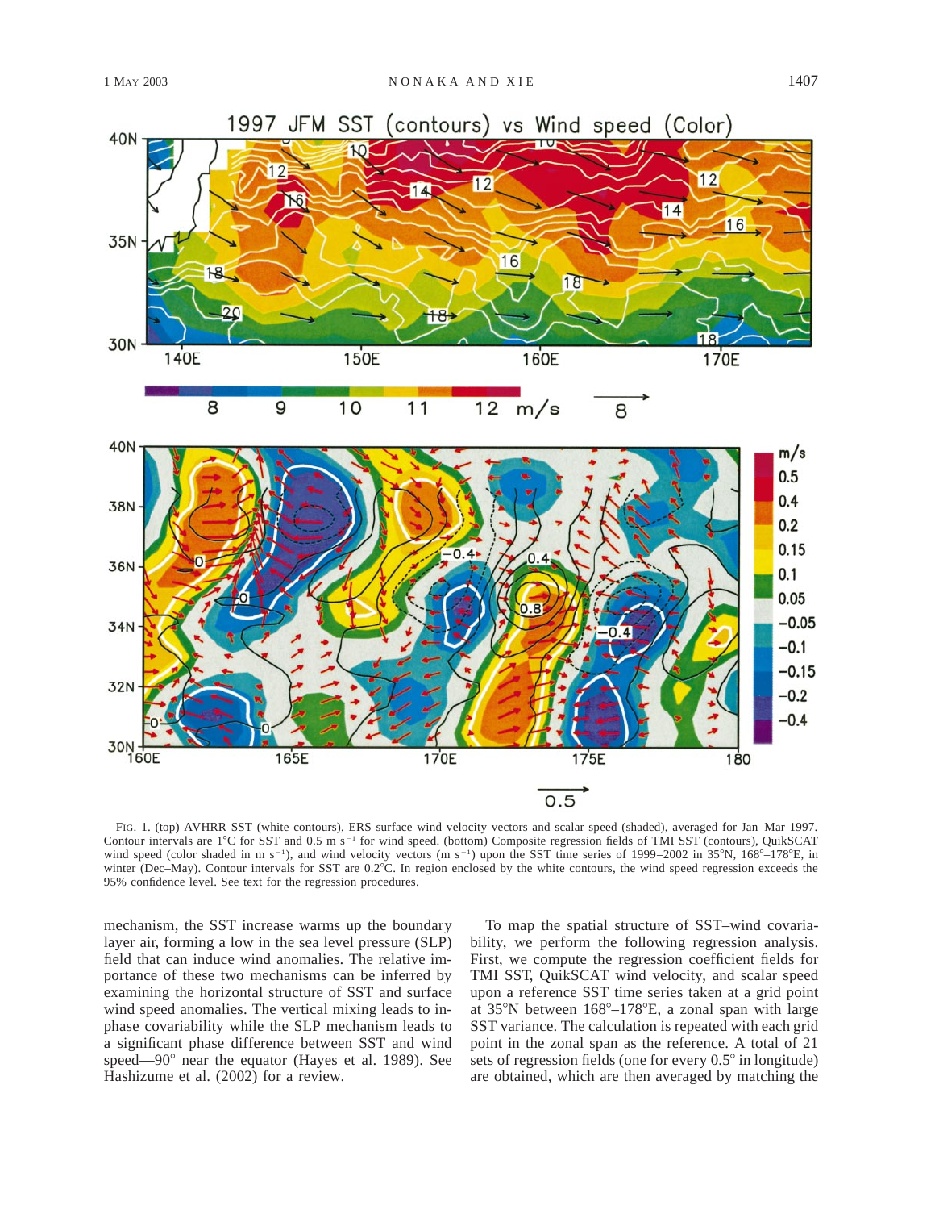FIG. 1. (top) AVHRR SST (white contours), ERS surface wind velocity vectors and scalar speed (shaded), averaged for Jan–Mar 1997. Contour intervals are 1°C for SST and 0.5 m s$^{-1}$ for wind speed. (bottom) Composite regression fields of TMI SST (contours), QuikSCAT wind speed (color shaded in m s$^{-1}$), and wind velocity vectors (m s$^{-1}$) upon the SST time series of 1999–2002 in 35°N, 168°–178°E, in winter (Dec–May). Contour intervals for SST are 0.2°C. In region enclosed by the white contours, the wind speed regression exceeds the 95% confidence level. See text for the regression procedures.

mechanism, the SST increase warms up the boundary layer air, forming a low in the sea level pressure (SLP) field that can induce wind anomalies. The relative importance of these two mechanisms can be inferred by examining the horizontal structure of SST and surface wind speed anomalies. The vertical mixing leads to in-phase covariability while the SLP mechanism leads to a significant phase difference between SST and wind speed—90° near the equator (Hayes et al. 1989). See Hashizume et al. (2002) for a review.

To map the spatial structure of SST–wind covariability, we perform the following regression analysis. First, we compute the regression coefficient fields for TMI SST, QuikSCAT wind velocity, and scalar speed upon a reference SST time series taken at a grid point at 35°N between 168°–178°E, a zonal span with large SST variance. The calculation is repeated with each grid point in the zonal span as the reference. A total of 21 sets of regression fields (one for every 0.5° in longitude) are obtained, which are then averaged by matching the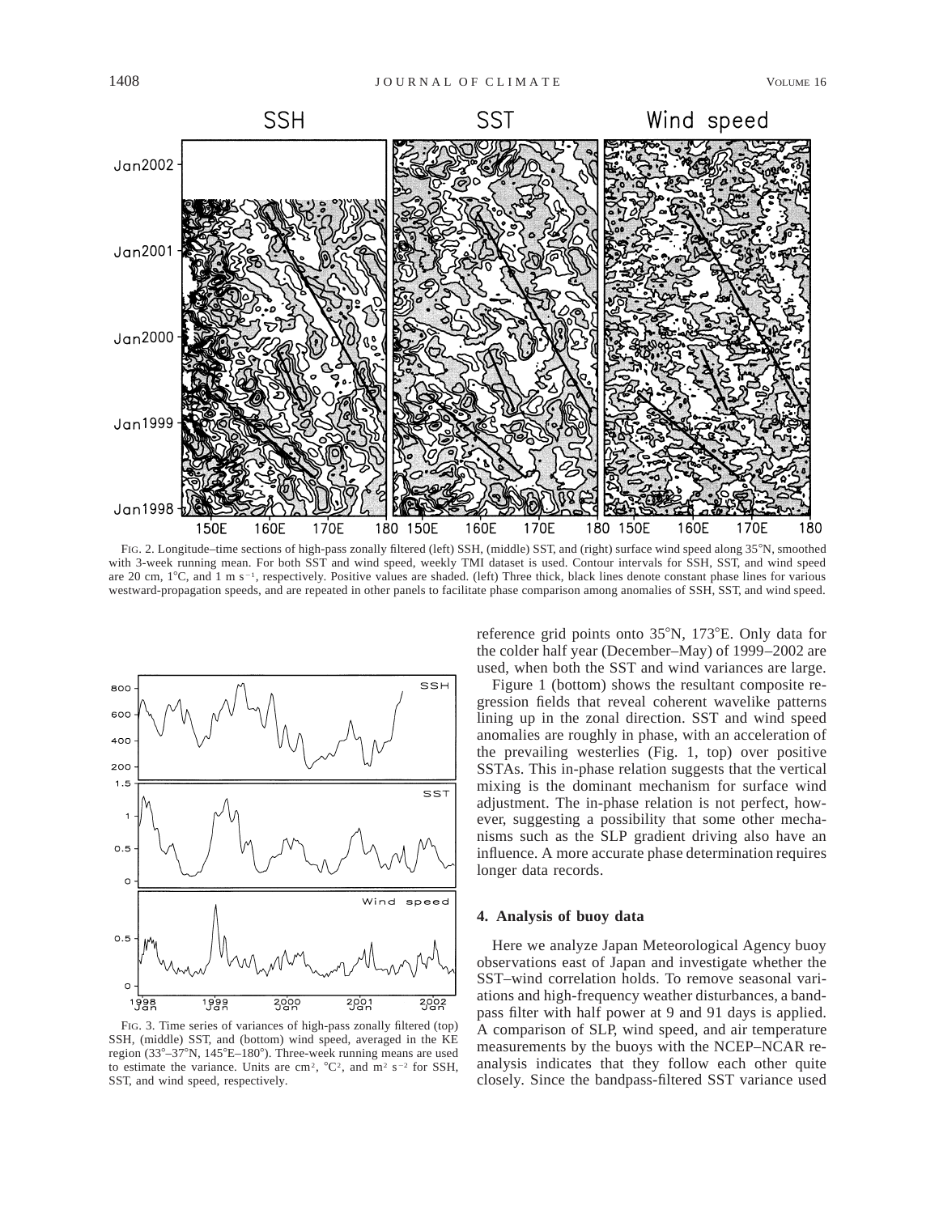FIG. 2. Longitude–time sections of high-pass zonally filtered (left) SSH, (middle) SST, and (right) surface wind speed along 35°N, smoothed with 3-week running mean. For both SST and wind speed, weekly TMI dataset is used. Contour intervals for SSH, SST, and wind speed are 20 cm, 1°C, and 1 m s$^{-1}$, respectively. Positive values are shaded. (left) Three thick, black lines denote constant phase lines for various westward-propagation speeds, and are repeated in other panels to facilitate phase comparison among anomalies of SSH, SST, and wind speed.

FIG. 3. Time series of variances of high-pass zonally filtered (top) SSH, (middle) SST, and (bottom) wind speed, averaged in the KE region (33°–37°N, 145°E–180°). Three-week running means are used to estimate the variance. Units are cm$^2$, °C$^2$, and m$^2$ s$^{-2}$ for SSH, SST, and wind speed, respectively.

reference grid points onto 35°N, 173°E. Only data for the colder half year (December–May) of 1999–2002 are used, when both the SST and wind variances are large.

Figure 1 (bottom) shows the resultant composite regression fields that reveal coherent wavelike patterns lining up in the zonal direction. SST and wind speed anomalies are roughly in phase, with an acceleration of the prevailing westerlies (Fig. 1, top) over positive SSTAs. This in-phase relation suggests that the vertical mixing is the dominant mechanism for surface wind adjustment. The in-phase relation is not perfect, however, suggesting a possibility that some other mechanisms such as the SLP gradient driving also have an influence. A more accurate phase determination requires longer data records.

## 4. Analysis of buoy data

Here we analyze Japan Meteorological Agency buoy observations east of Japan and investigate whether the SST–wind correlation holds. To remove seasonal variations and high-frequency weather disturbances, a bandpass filter with half power at 9 and 91 days is applied. A comparison of SLP, wind speed, and air temperature measurements by the buoys with the NCEP–NCAR reanalysis indicates that they follow each other quite closely. Since the bandpass-filtered SST variance used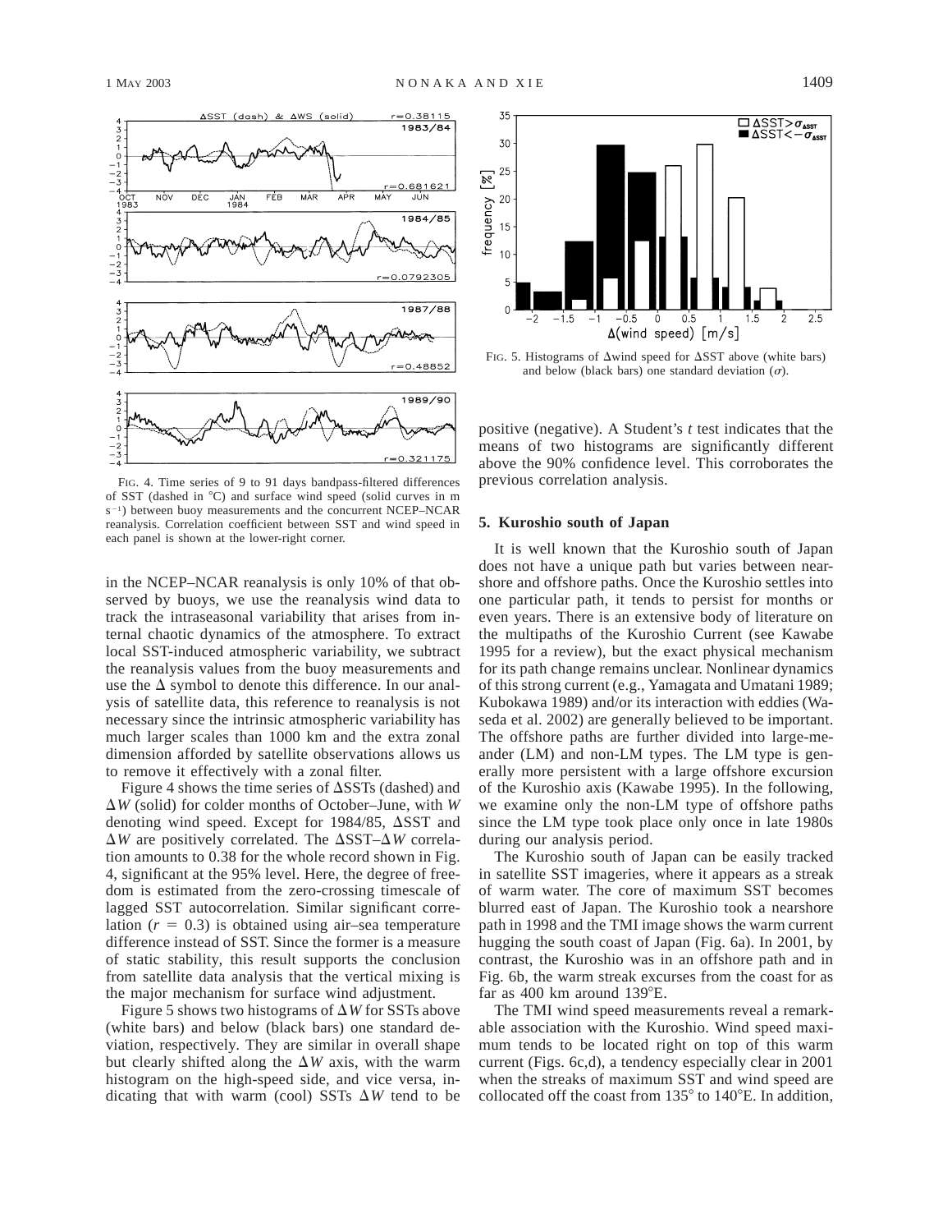FIG. 4. Time series of 9 to 91 days bandpass-filtered differences of SST (dashed in °C) and surface wind speed (solid curves in m s$^{-1}$) between buoy measurements and the concurrent NCEP–NCAR reanalysis. Correlation coefficient between SST and wind speed in each panel is shown at the lower-right corner.

in the NCEP–NCAR reanalysis is only 10% of that observed by buoys, we use the reanalysis wind data to track the intraseasonal variability that arises from internal chaotic dynamics of the atmosphere. To extract local SST-induced atmospheric variability, we subtract the reanalysis values from the buoy measurements and use the $\Delta$ symbol to denote this difference. In our analysis of satellite data, this reference to reanalysis is not necessary since the intrinsic atmospheric variability has much larger scales than 1000 km and the extra zonal dimension afforded by satellite observations allows us to remove it effectively with a zonal filter.

Figure 4 shows the time series of $\Delta$SSTs (dashed) and $\Delta W$ (solid) for colder months of October–June, with $W$ denoting wind speed. Except for 1984/85, $\Delta$SST and $\Delta W$ are positively correlated. The $\Delta$SST–$\Delta W$ correlation amounts to 0.38 for the whole record shown in Fig. 4, significant at the 95% level. Here, the degree of freedom is estimated from the zero-crossing timescale of lagged SST autocorrelation. Similar significant correlation ($r = 0.3$) is obtained using air–sea temperature difference instead of SST. Since the former is a measure of static stability, this result supports the conclusion from satellite data analysis that the vertical mixing is the major mechanism for surface wind adjustment.

Figure 5 shows two histograms of $\Delta W$ for SSTs above (white bars) and below (black bars) one standard deviation, respectively. They are similar in overall shape but clearly shifted along the $\Delta W$ axis, with the warm histogram on the high-speed side, and vice versa, indicating that with warm (cool) SSTs $\Delta W$ tend to be positive (negative). A Student's $t$ test indicates that the means of two histograms are significantly different above the 90% confidence level. This corroborates the previous correlation analysis.

FIG. 5. Histograms of $\Delta$wind speed for $\Delta$SST above (white bars) and below (black bars) one standard deviation ($\sigma$).

## 5. Kuroshio south of Japan

It is well known that the Kuroshio south of Japan does not have a unique path but varies between nearshore and offshore paths. Once the Kuroshio settles into one particular path, it tends to persist for months or even years. There is an extensive body of literature on the multipaths of the Kuroshio Current (see Kawabe 1995 for a review), but the exact physical mechanism for its path change remains unclear. Nonlinear dynamics of this strong current (e.g., Yamagata and Umatani 1989; Kubokawa 1989) and/or its interaction with eddies (Waseda et al. 2002) are generally believed to be important. The offshore paths are further divided into large-meander (LM) and non-LM types. The LM type is generally more persistent with a large offshore excursion of the Kuroshio axis (Kawabe 1995). In the following, we examine only the non-LM type of offshore paths since the LM type took place only once in late 1980s during our analysis period.

The Kuroshio south of Japan can be easily tracked in satellite SST imageries, where it appears as a streak of warm water. The core of maximum SST becomes blurred east of Japan. The Kuroshio took a nearshore path in 1998 and the TMI image shows the warm current hugging the south coast of Japan (Fig. 6a). In 2001, by contrast, the Kuroshio was in an offshore path and in Fig. 6b, the warm streak excurses from the coast for as far as 400 km around 139°E.

The TMI wind speed measurements reveal a remarkable association with the Kuroshio. Wind speed maximum tends to be located right on top of this warm current (Figs. 6c,d), a tendency especially clear in 2001 when the streaks of maximum SST and wind speed are collocated off the coast from 135° to 140°E. In addition,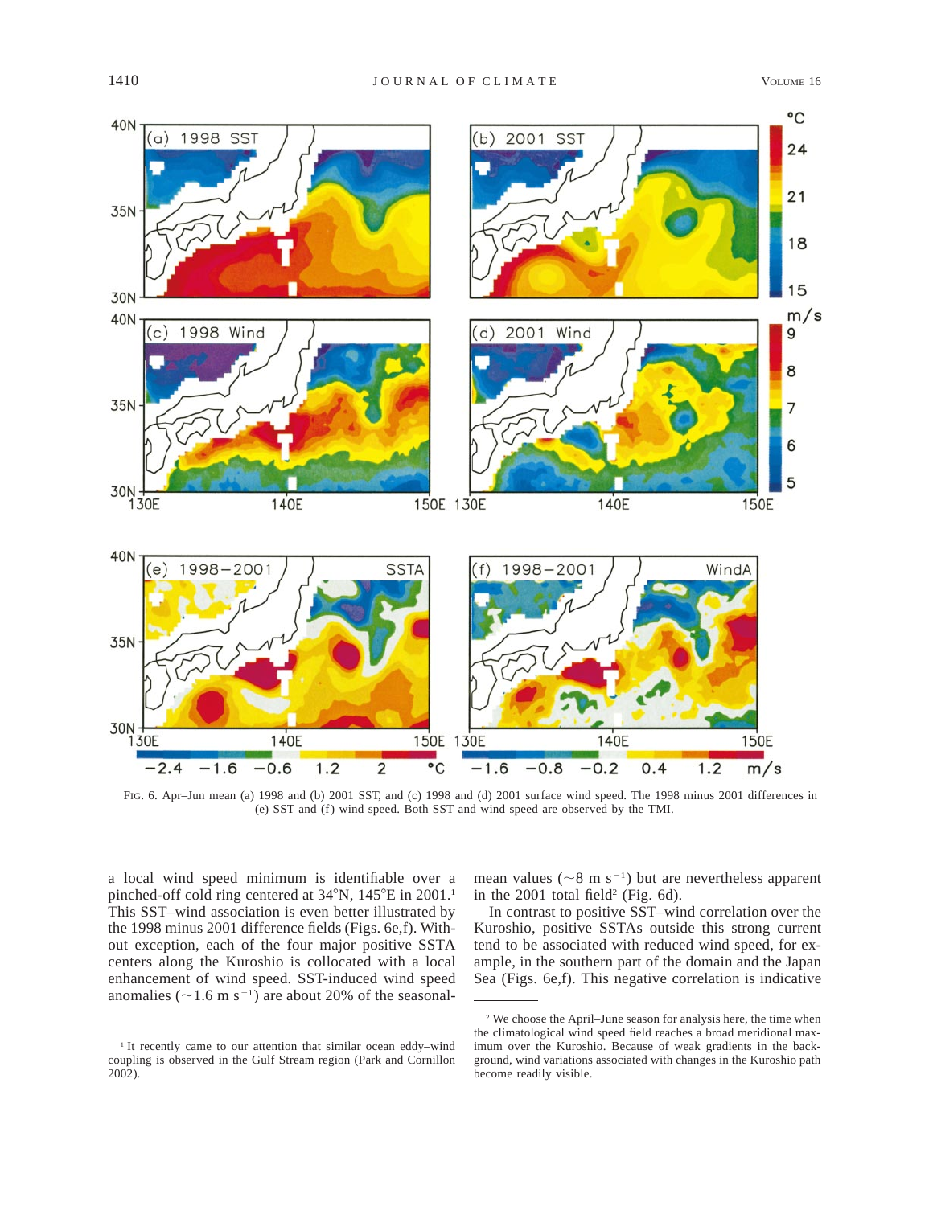FIG. 6. Apr–Jun mean (a) 1998 and (b) 2001 SST, and (c) 1998 and (d) 2001 surface wind speed. The 1998 minus 2001 differences in (e) SST and (f) wind speed. Both SST and wind speed are observed by the TMI.

a local wind speed minimum is identifiable over a pinched-off cold ring centered at 34°N, 145°E in 2001.[1] This SST–wind association is even better illustrated by the 1998 minus 2001 difference fields (Figs. 6e,f). Without exception, each of the four major positive SSTA centers along the Kuroshio is collocated with a local enhancement of wind speed. SST-induced wind speed anomalies (~1.6 m s$^{-1}$) are about 20% of the seasonal-mean values (~8 m s$^{-1}$) but are nevertheless apparent in the 2001 total field[2] (Fig. 6d).

In contrast to positive SST–wind correlation over the Kuroshio, positive SSTAs outside this strong current tend to be associated with reduced wind speed, for example, in the southern part of the domain and the Japan Sea (Figs. 6e,f). This negative correlation is indicative

[1] It recently came to our attention that similar ocean eddy–wind coupling is observed in the Gulf Stream region (Park and Cornillon 2002).

[2] We choose the April–June season for analysis here, the time when the climatological wind speed field reaches a broad meridional maximum over the Kuroshio. Because of weak gradients in the background, wind variations associated with changes in the Kuroshio path become readily visible.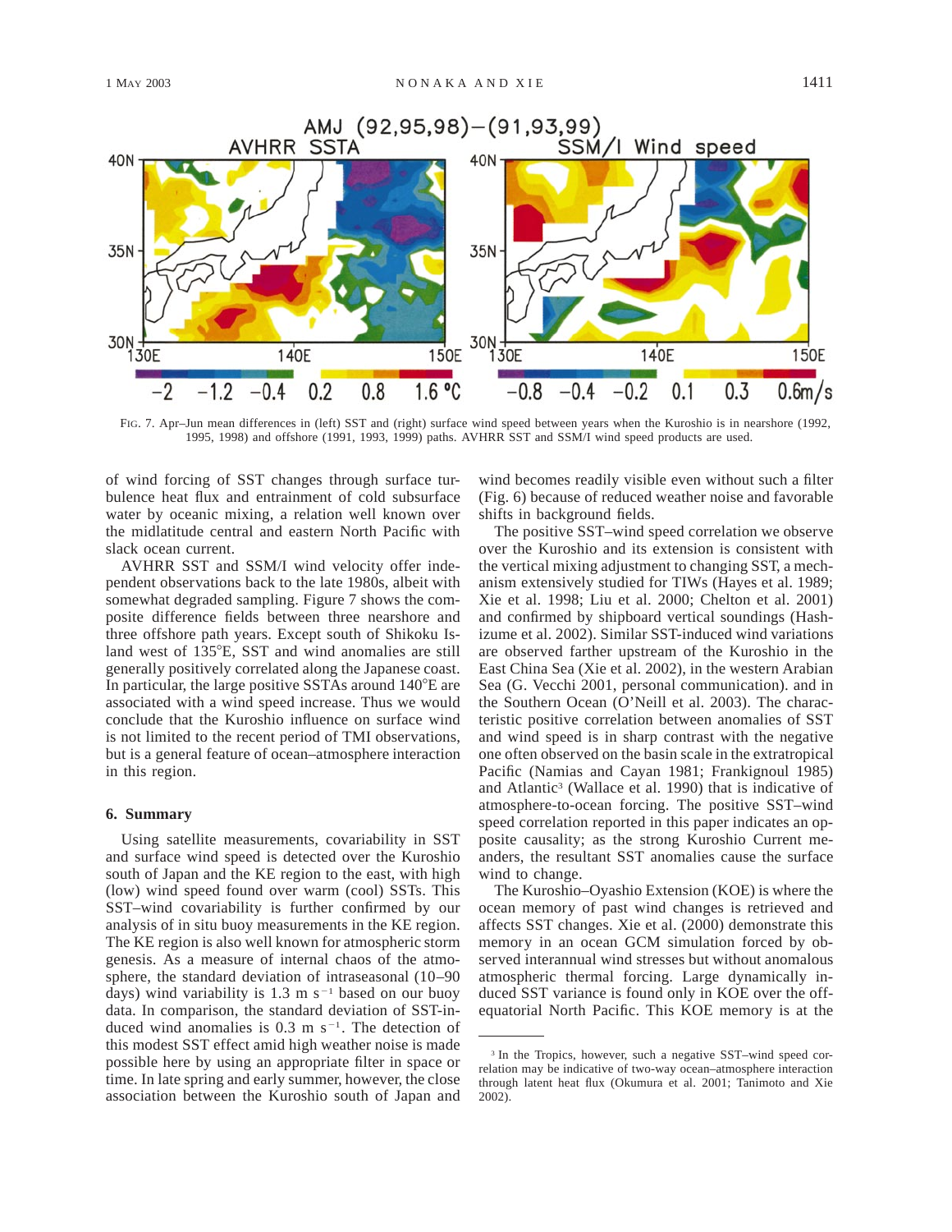FIG. 7. Apr–Jun mean differences in (left) SST and (right) surface wind speed between years when the Kuroshio is in nearshore (1992, 1995, 1998) and offshore (1991, 1993, 1999) paths. AVHRR SST and SSM/I wind speed products are used.

of wind forcing of SST changes through surface turbulence heat flux and entrainment of cold subsurface water by oceanic mixing, a relation well known over the midlatitude central and eastern North Pacific with slack ocean current.

AVHRR SST and SSM/I wind velocity offer independent observations back to the late 1980s, albeit with somewhat degraded sampling. Figure 7 shows the composite difference fields between three nearshore and three offshore path years. Except south of Shikoku Island west of 135°E, SST and wind anomalies are still generally positively correlated along the Japanese coast. In particular, the large positive SSTAs around 140°E are associated with a wind speed increase. Thus we would conclude that the Kuroshio influence on surface wind is not limited to the recent period of TMI observations, but is a general feature of ocean–atmosphere interaction in this region.

## 6. Summary

Using satellite measurements, covariability in SST and surface wind speed is detected over the Kuroshio south of Japan and the KE region to the east, with high (low) wind speed found over warm (cool) SSTs. This SST–wind covariability is further confirmed by our analysis of in situ buoy measurements in the KE region. The KE region is also well known for atmospheric storm genesis. As a measure of internal chaos of the atmosphere, the standard deviation of intraseasonal (10–90 days) wind variability is 1.3 m $s^{-1}$ based on our buoy data. In comparison, the standard deviation of SST-induced wind anomalies is 0.3 m $s^{-1}$. The detection of this modest SST effect amid high weather noise is made possible here by using an appropriate filter in space or time. In late spring and early summer, however, the close association between the Kuroshio south of Japan and wind becomes readily visible even without such a filter (Fig. 6) because of reduced weather noise and favorable shifts in background fields.

The positive SST–wind speed correlation we observe over the Kuroshio and its extension is consistent with the vertical mixing adjustment to changing SST, a mechanism extensively studied for TIWs (Hayes et al. 1989; Xie et al. 1998; Liu et al. 2000; Chelton et al. 2001) and confirmed by shipboard vertical soundings (Hashizume et al. 2002). Similar SST-induced wind variations are observed farther upstream of the Kuroshio in the East China Sea (Xie et al. 2002), in the western Arabian Sea (G. Vecchi 2001, personal communication). and in the Southern Ocean (O'Neill et al. 2003). The characteristic positive correlation between anomalies of SST and wind speed is in sharp contrast with the negative one often observed on the basin scale in the extratropical Pacific (Namias and Cayan 1981; Frankignoul 1985) and Atlantic[3] (Wallace et al. 1990) that is indicative of atmosphere-to-ocean forcing. The positive SST–wind speed correlation reported in this paper indicates an opposite causality; as the strong Kuroshio Current meanders, the resultant SST anomalies cause the surface wind to change.

The Kuroshio–Oyashio Extension (KOE) is where the ocean memory of past wind changes is retrieved and affects SST changes. Xie et al. (2000) demonstrate this memory in an ocean GCM simulation forced by observed interannual wind stresses but without anomalous atmospheric thermal forcing. Large dynamically induced SST variance is found only in KOE over the off-equatorial North Pacific. This KOE memory is at the

[3] In the Tropics, however, such a negative SST–wind speed correlation may be indicative of two-way ocean–atmosphere interaction through latent heat flux (Okumura et al. 2001; Tanimoto and Xie 2002).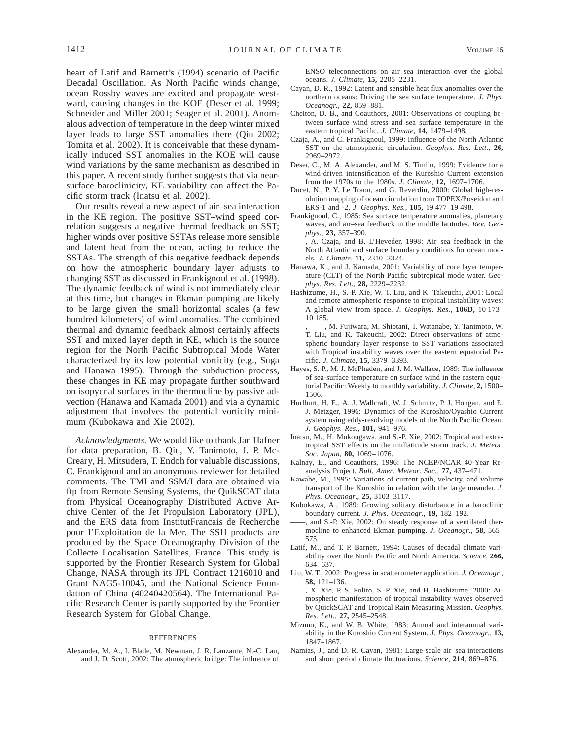heart of Latif and Barnett's (1994) scenario of Pacific Decadal Oscillation. As North Pacific winds change, ocean Rossby waves are excited and propagate westward, causing changes in the KOE (Deser et al. 1999; Schneider and Miller 2001; Seager et al. 2001). Anomalous advection of temperature in the deep winter mixed layer leads to large SST anomalies there (Qiu 2002; Tomita et al. 2002). It is conceivable that these dynamically induced SST anomalies in the KOE will cause wind variations by the same mechanism as described in this paper. A recent study further suggests that via near-surface baroclinicity, KE variability can affect the Pacific storm track (Inatsu et al. 2002).

Our results reveal a new aspect of air–sea interaction in the KE region. The positive SST–wind speed correlation suggests a negative thermal feedback on SST; higher winds over positive SSTAs release more sensible and latent heat from the ocean, acting to reduce the SSTAs. The strength of this negative feedback depends on how the atmospheric boundary layer adjusts to changing SST as discussed in Frankignoul et al. (1998). The dynamic feedback of wind is not immediately clear at this time, but changes in Ekman pumping are likely to be large given the small horizontal scales (a few hundred kilometers) of wind anomalies. The combined thermal and dynamic feedback almost certainly affects SST and mixed layer depth in KE, which is the source region for the North Pacific Subtropical Mode Water characterized by its low potential vorticity (e.g., Suga and Hanawa 1995). Through the subduction process, these changes in KE may propagate further southward on isopycnal surfaces in the thermocline by passive advection (Hanawa and Kamada 2001) and via a dynamic adjustment that involves the potential vorticity minimum (Kubokawa and Xie 2002).

*Acknowledgments.* We would like to thank Jan Hafner for data preparation, B. Qiu, Y. Tanimoto, J. P. McCreary, H. Mitsudera, T. Endoh for valuable discussions, C. Frankignoul and an anonymous reviewer for detailed comments. The TMI and SSM/I data are obtained via ftp from Remote Sensing Systems, the QuikSCAT data from Physical Oceanography Distributed Active Archive Center of the Jet Propulsion Laboratory (JPL), and the ERS data from InstitutFrancais de Recherche pour I'Exploitation de la Mer. The SSH products are produced by the Space Oceanography Division of the Collecte Localisation Satellites, France. This study is supported by the Frontier Research System for Global Change, NASA through its JPL Contract 1216010 and Grant NAG5-10045, and the National Science Foundation of China (40240420564). The International Pacific Research Center is partly supported by the Frontier Research System for Global Change.

## REFERENCES

Alexander, M. A., I. Blade, M. Newman, J. R. Lanzante, N.-C. Lau, and J. D. Scott, 2002: The atmospheric bridge: The influence of ENSO teleconnections on air–sea interaction over the global oceans. *J. Climate,* **15,** 2205–2231.

Cayan, D. R., 1992: Latent and sensible heat flux anomalies over the northern oceans: Driving the sea surface temperature. *J. Phys. Oceanogr.,* **22,** 859–881.

Chelton, D. B., and Coauthors, 2001: Observations of coupling between surface wind stress and sea surface temperature in the eastern tropical Pacific. *J. Climate,* **14,** 1479–1498.

Czaja, A., and C. Frankignoul, 1999: Influence of the North Atlantic SST on the atmospheric circulation. *Geophys. Res. Lett.,* **26,** 2969–2972.

Deser, C., M. A. Alexander, and M. S. Timlin, 1999: Evidence for a wind-driven intensification of the Kuroshio Current extension from the 1970s to the 1980s. *J. Climate,* **12,** 1697–1706.

Ducet, N., P. Y. Le Traon, and G. Reverdin, 2000: Global high-resolution mapping of ocean circulation from TOPEX/Poseidon and ERS-1 and -2. *J. Geophys. Res.,* **105,** 19 477–19 498.

Frankignoul, C., 1985: Sea surface temperature anomalies, planetary waves, and air–sea feedback in the middle latitudes. *Rev. Geophys.,* **23,** 357–390.

——, A. Czaja, and B. L'Heveder, 1998: Air–sea feedback in the North Atlantic and surface boundary conditions for ocean models. *J. Climate,* **11,** 2310–2324.

Hanawa, K., and J. Kamada, 2001: Variability of core layer temperature (CLT) of the North Pacific subtropical mode water. *Geophys. Res. Lett.,* **28,** 2229–2232.

Hashizume, H., S.-P. Xie, W. T. Liu, and K. Takeuchi, 2001: Local and remote atmospheric response to tropical instability waves: A global view from space. *J. Geophys. Res.,* **106D,** 10 173–10 185.

——, ——, M. Fujiwara, M. Shiotani, T. Watanabe, Y. Tanimoto, W. T. Liu, and K. Takeuchi, 2002: Direct observations of atmospheric boundary layer response to SST variations associated with Tropical instability waves over the eastern equatorial Pacific. *J. Climate,* **15,** 3379–3393.

Hayes, S. P., M. J. McPhaden, and J. M. Wallace, 1989: The influence of sea-surface temperature on surface wind in the eastern equatorial Pacific: Weekly to monthly variability. *J. Climate,* **2,** 1500–1506.

Hurlburt, H. E., A. J. Wallcraft, W. J. Schmitz, P. J. Hongan, and E. J. Metzger, 1996: Dynamics of the Kuroshio/Oyashio Current system using eddy-resolving models of the North Pacific Ocean. *J. Geophys. Res.,* **101,** 941–976.

Inatsu, M., H. Mukougawa, and S.-P. Xie, 2002: Tropical and extratropical SST effects on the midlatitude storm track. *J. Meteor. Soc. Japan,* **80,** 1069–1076.

Kalnay, E., and Coauthors, 1996: The NCEP/NCAR 40-Year Reanalysis Project. *Bull. Amer. Meteor. Soc.,* **77,** 437–471.

Kawabe, M., 1995: Variations of current path, velocity, and volume transport of the Kuroshio in relation with the large meander. *J. Phys. Oceanogr.,* **25,** 3103–3117.

Kubokawa, A., 1989: Growing solitary disturbance in a baroclinic boundary current. *J. Phys. Oceanogr.,* **19,** 182–192.

——, and S.-P. Xie, 2002: On steady response of a ventilated thermocline to enhanced Ekman pumping. *J. Oceanogr.,* **58,** 565–575.

Latif, M., and T. P. Barnett, 1994: Causes of decadal climate variability over the North Pacific and North America. *Science,* **266,** 634–637.

Liu, W. T., 2002: Progress in scatterometer application. *J. Oceanogr.,* **58,** 121–136.

——, X. Xie, P. S. Polito, S.-P. Xie, and H. Hashizume, 2000: Atmospheric manifestation of tropical instability waves observed by QuickSCAT and Tropical Rain Measuring Mission. *Geophys. Res. Lett.,* **27,** 2545–2548.

Mizuno, K., and W. B. White, 1983: Annual and interannual variability in the Kuroshio Current System. *J. Phys. Oceanogr.,* **13,** 1847–1867.

Namias, J., and D. R. Cayan, 1981: Large-scale air–sea interactions and short period climate fluctuations. *Science,* **214,** 869–876.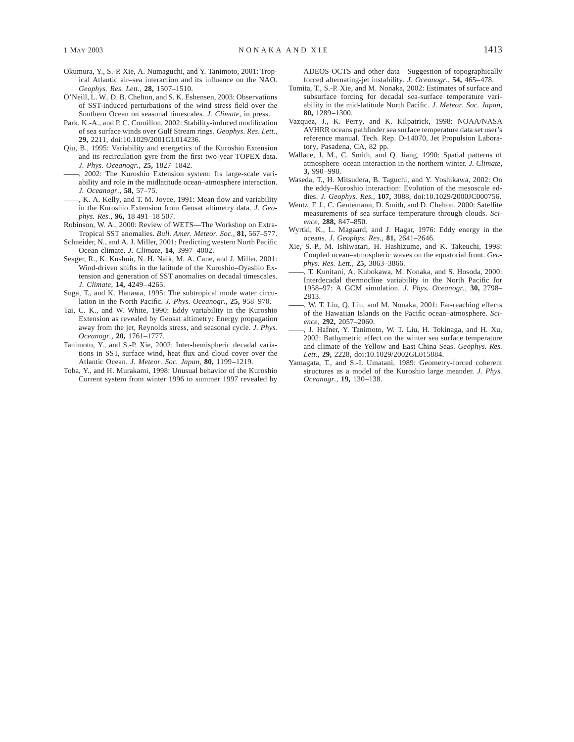Okumura, Y., S.-P. Xie, A. Numaguchi, and Y. Tanimoto, 2001: Tropical Atlantic air–sea interaction and its influence on the NAO. *Geophys. Res. Lett.,* **28,** 1507–1510.

O'Neill, L. W., D. B. Chelton, and S. K. Esbensen, 2003: Observations of SST-induced perturbations of the wind stress field over the Southern Ocean on seasonal timescales. *J. Climate,* in press.

Park, K.-A., and P. C. Cornillon, 2002: Stability-induced modification of sea surface winds over Gulf Stream rings. *Geophys. Res. Lett.,* **29,** 2211, doi:10.1029/2001GL014236.

Qiu, B., 1995: Variability and energetics of the Kuroshio Extension and its recirculation gyre from the first two-year TOPEX data. *J. Phys. Oceanogr.,* **25,** 1827–1842.

——, 2002: The Kuroshio Extension system: Its large-scale variability and role in the midlatitude ocean–atmosphere interaction. *J. Oceanogr.,* **58,** 57–75.

——, K. A. Kelly, and T. M. Joyce, 1991: Mean flow and variability in the Kuroshio Extension from Geosat altimetry data. *J. Geophys. Res.,* **96,** 18 491–18 507.

Robinson, W. A., 2000: Review of WETS—The Workshop on Extra-Tropical SST anomalies. *Bull. Amer. Meteor. Soc.,* **81,** 567–577.

Schneider, N., and A. J. Miller, 2001: Predicting western North Pacific Ocean climate. *J. Climate,* **14,** 3997–4002.

Seager, R., K. Kushnir, N. H. Naik, M. A. Cane, and J. Miller, 2001: Wind-driven shifts in the latitude of the Kuroshio–Oyashio Extension and generation of SST anomalies on decadal timescales. *J. Climate,* **14,** 4249–4265.

Suga, T., and K. Hanawa, 1995: The subtropical mode water circulation in the North Pacific. *J. Phys. Oceanogr.,* **25,** 958–970.

Tai, C. K., and W. White, 1990: Eddy variability in the Kuroshio Extension as revealed by Geosat altimetry: Energy propagation away from the jet, Reynolds stress, and seasonal cycle. *J. Phys. Oceanogr.,* **20,** 1761–1777.

Tanimoto, Y., and S.-P. Xie, 2002: Inter-hemispheric decadal variations in SST, surface wind, heat flux and cloud cover over the Atlantic Ocean. *J. Meteor. Soc. Japan,* **80,** 1199–1219.

Toba, Y., and H. Murakami, 1998: Unusual behavior of the Kuroshio Current system from winter 1996 to summer 1997 revealed by ADEOS-OCTS and other data—Suggestion of topographically forced alternating-jet instability. *J. Oceanogr.,* **54,** 465–478.

Tomita, T., S.-P. Xie, and M. Nonaka, 2002: Estimates of surface and subsurface forcing for decadal sea-surface temperature variability in the mid-latitude North Pacific. *J. Meteor. Soc. Japan,* **80,** 1289–1300.

Vazquez, J., K. Perry, and K. Kilpatrick, 1998: NOAA/NASA AVHRR oceans pathfinder sea surface temperature data set user's reference manual. Tech. Rep. D-14070, Jet Propulsion Laboratory, Pasadena, CA, 82 pp.

Wallace, J. M., C. Smith, and Q. Jiang, 1990: Spatial patterns of atmosphere–ocean interaction in the northern winter. *J. Climate,* **3,** 990–998.

Waseda, T., H. Mitsudera, B. Taguchi, and Y. Yoshikawa, 2002: On the eddy–Kuroshio interaction: Evolution of the mesoscale eddies. *J. Geophys. Res.,* **107,** 3088, doi:10.1029/2000JC000756.

Wentz, F. J., C. Gentemann, D. Smith, and D. Chelton, 2000: Satellite measurements of sea surface temperature through clouds. *Science,* **288,** 847–850.

Wyrtki, K., L. Magaard, and J. Hagar, 1976: Eddy energy in the oceans. *J. Geophys. Res.,* **81,** 2641–2646.

Xie, S.-P., M. Ishiwatari, H. Hashizume, and K. Takeuchi, 1998: Coupled ocean–atmospheric waves on the equatorial front. *Geophys. Res. Lett.,* **25,** 3863–3866.

——, T. Kunitani, A. Kubokawa, M. Nonaka, and S. Hosoda, 2000: Interdecadal thermocline variability in the North Pacific for 1958–97: A GCM simulation. *J. Phys. Oceanogr.,* **30,** 2798–2813.

——, W. T. Liu, Q. Liu, and M. Nonaka, 2001: Far-reaching effects of the Hawaiian Islands on the Pacific ocean–atmosphere. *Science,* **292,** 2057–2060.

——, J. Hafner, Y. Tanimoto, W. T. Liu, H. Tokinaga, and H. Xu, 2002: Bathymetric effect on the winter sea surface temperature and climate of the Yellow and East China Seas. *Geophys. Res. Lett.,* **29,** 2228, doi:10.1029/2002GL015884.

Yamagata, T., and S.-I. Umatani, 1989: Geometry-forced coherent structures as a model of the Kuroshio large meander. *J. Phys. Oceanogr.,* **19,** 130–138.